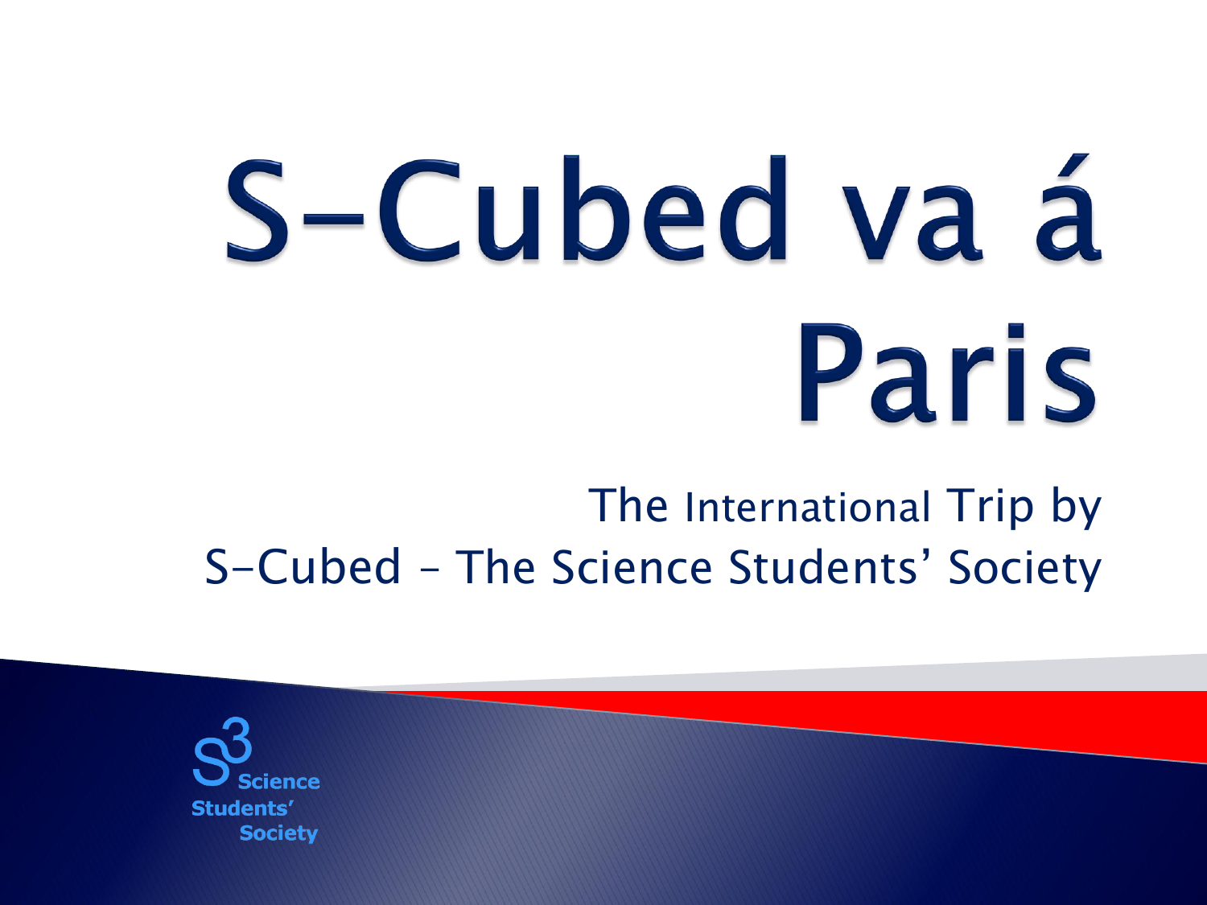# S-Cubed va á Paris

The International Trip by
S-Cubed – The Science Students' Society

S3 Science Students' Society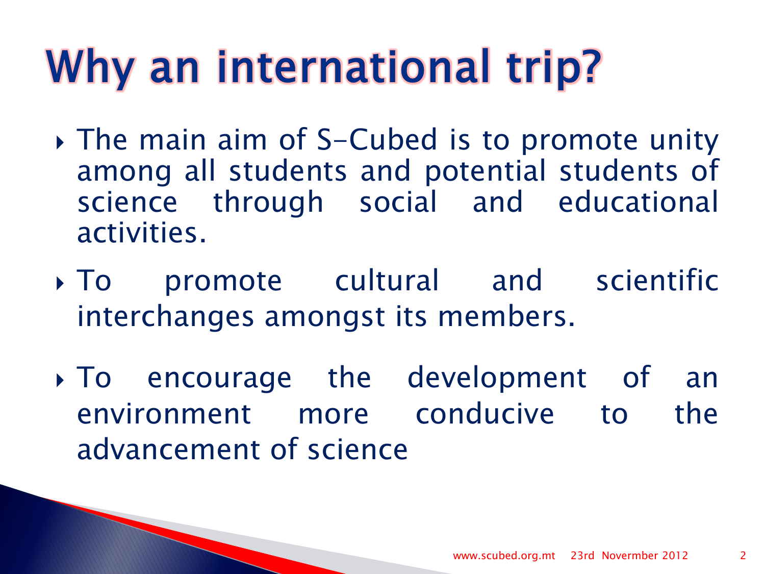# Why an international trip?

- The main aim of S-Cubed is to promote unity among all students and potential students of science through social and educational activities.
- To promote cultural and scientific interchanges amongst its members.
- To encourage the development of an environment more conducive to the advancement of science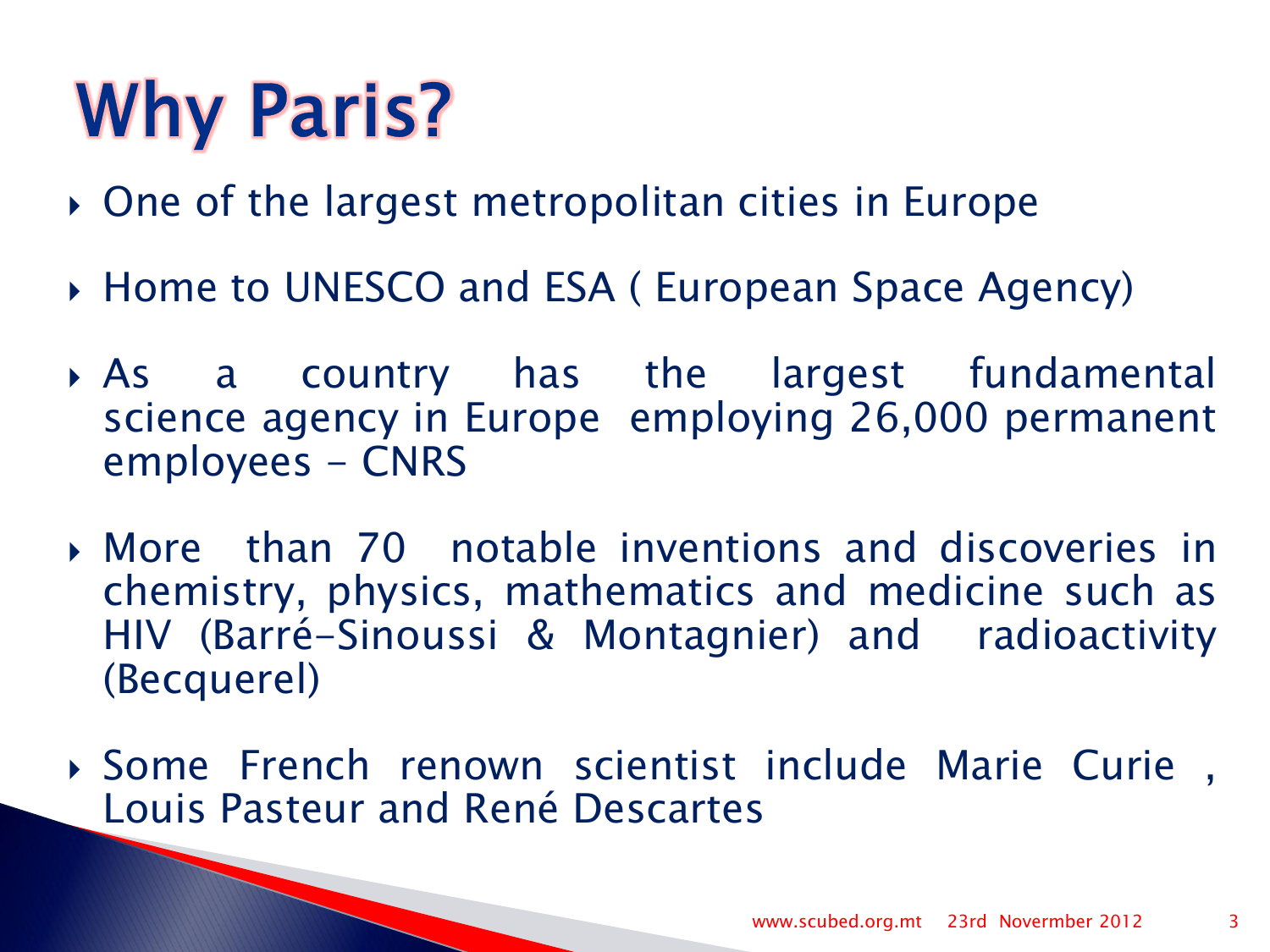# Why Paris?

- One of the largest metropolitan cities in Europe
- Home to UNESCO and ESA ( European Space Agency)
- As a country has the largest fundamental science agency in Europe employing 26,000 permanent employees - CNRS
- More than 70 notable inventions and discoveries in chemistry, physics, mathematics and medicine such as HIV (Barré-Sinoussi & Montagnier) and radioactivity (Becquerel)
- Some French renown scientist include Marie Curie , Louis Pasteur and René Descartes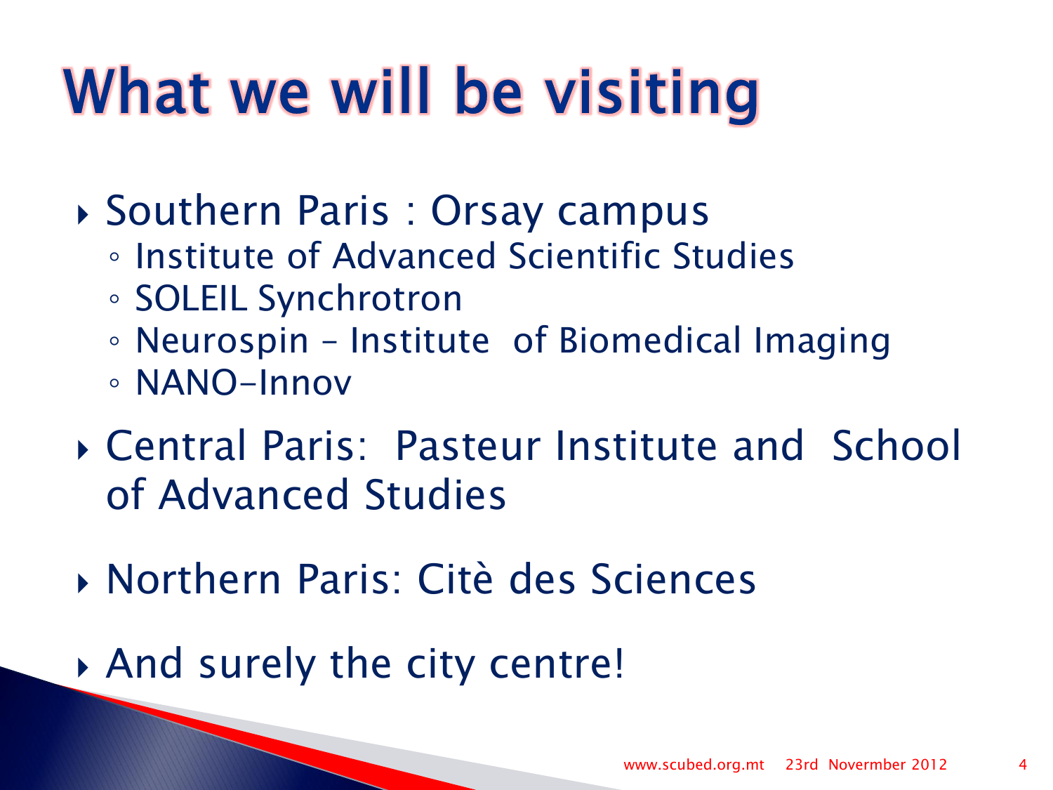# What we will be visiting

- Southern Paris : Orsay campus
  - Institute of Advanced Scientific Studies
  - SOLEIL Synchrotron
  - Neurospin – Institute of Biomedical Imaging
  - NANO-Innov
- Central Paris: Pasteur Institute and School of Advanced Studies
- Northern Paris: Citè des Sciences
- And surely the city centre!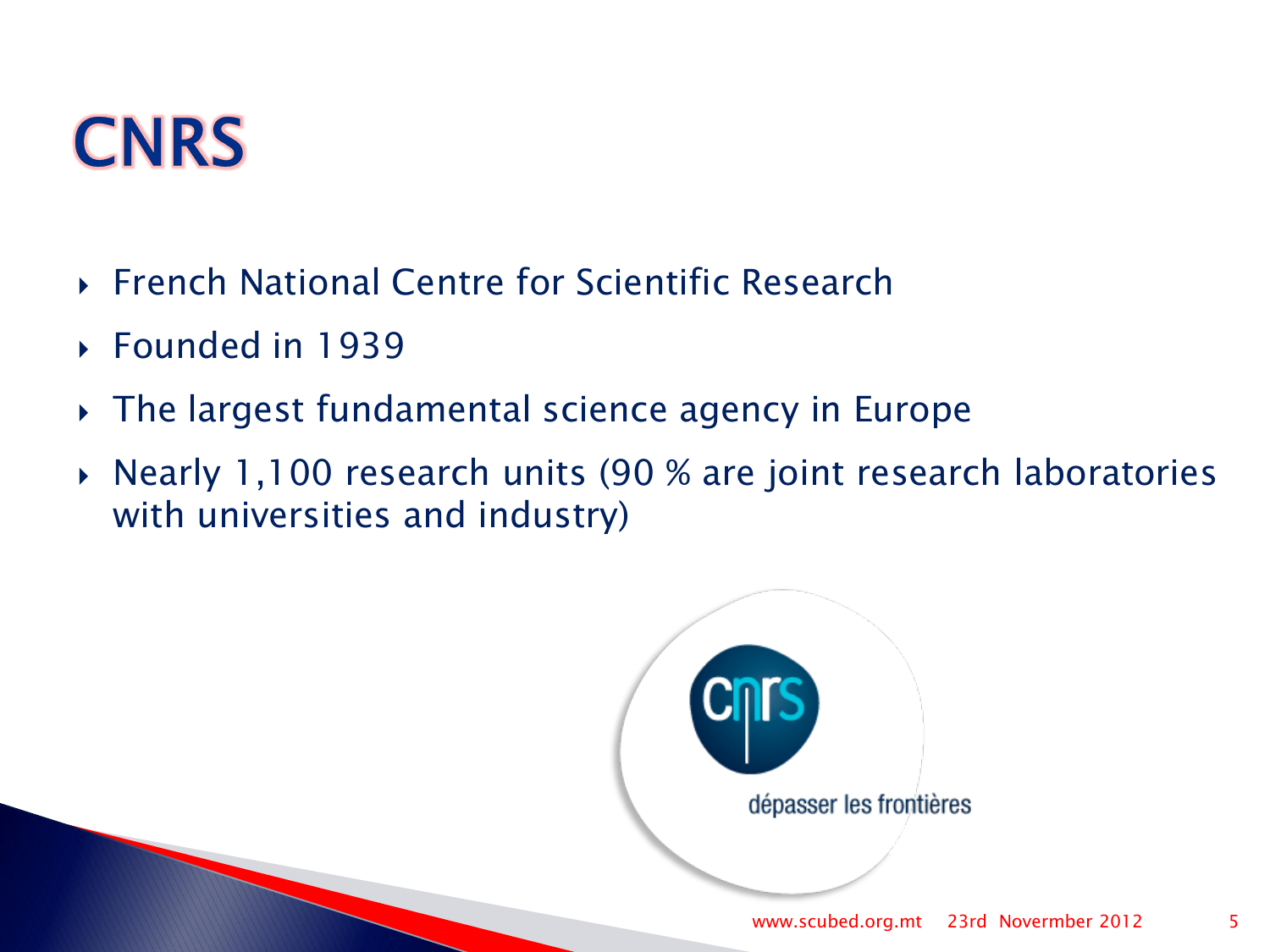# CNRS

- French National Centre for Scientific Research
- Founded in 1939
- The largest fundamental science agency in Europe
- Nearly 1,100 research units (90 % are joint research laboratories with universities and industry)

dépasser les frontières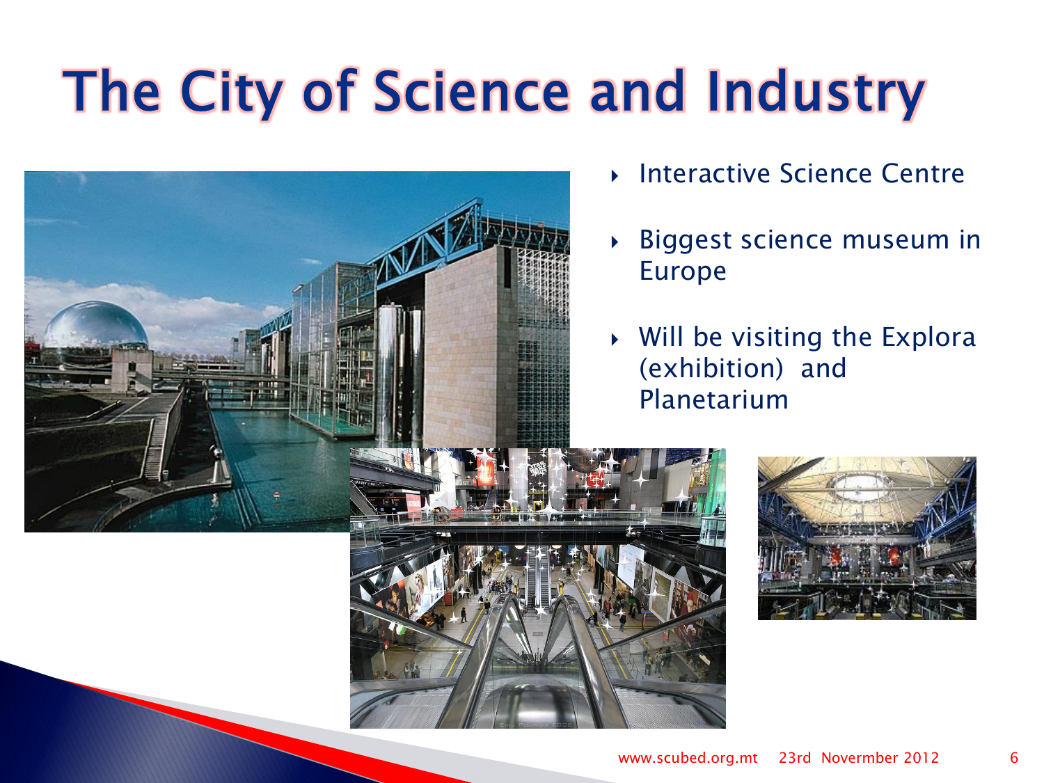# The City of Science and Industry

- Interactive Science Centre
- Biggest science museum in Europe
- Will be visiting the Explora (exhibition) and Planetarium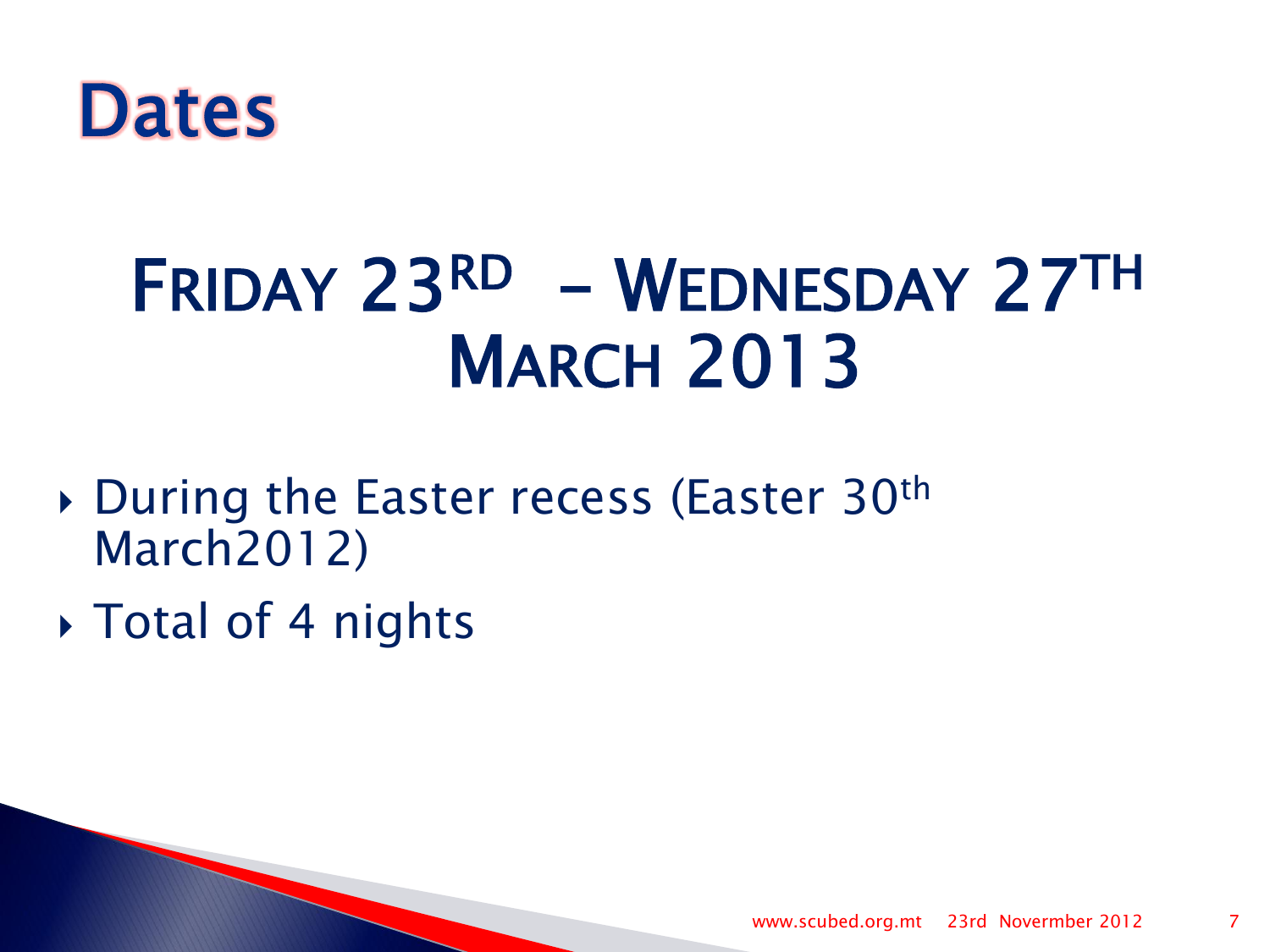# Dates

## FRIDAY 23RD – WEDNESDAY 27TH MARCH 2013

- During the Easter recess (Easter 30th March2012)
- Total of 4 nights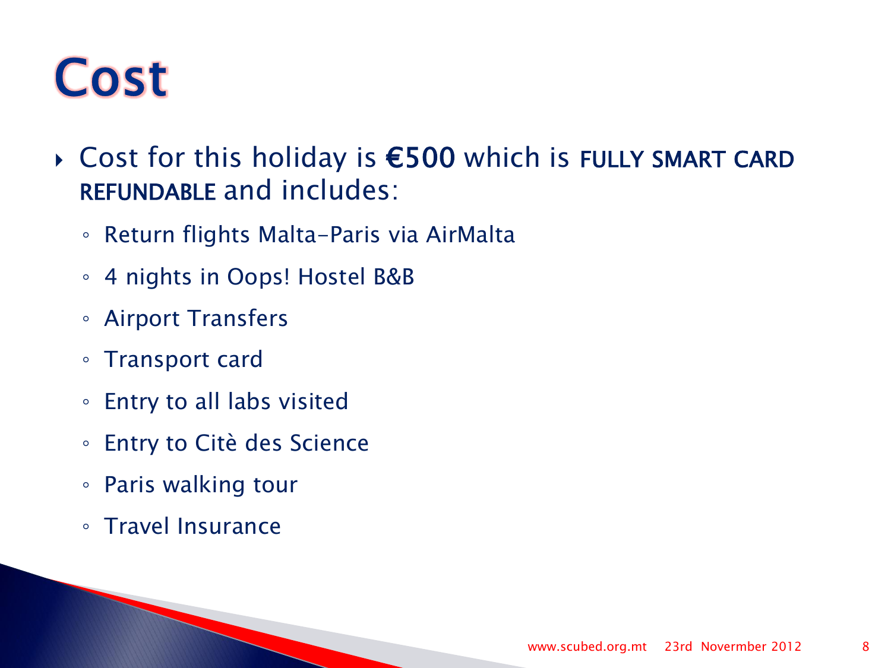# Cost

- Cost for this holiday is **€500** which is **FULLY SMART CARD REFUNDABLE** and includes:
  - Return flights Malta-Paris via AirMalta
  - 4 nights in Oops! Hostel B&B
  - Airport Transfers
  - Transport card
  - Entry to all labs visited
  - Entry to Citè des Science
  - Paris walking tour
  - Travel Insurance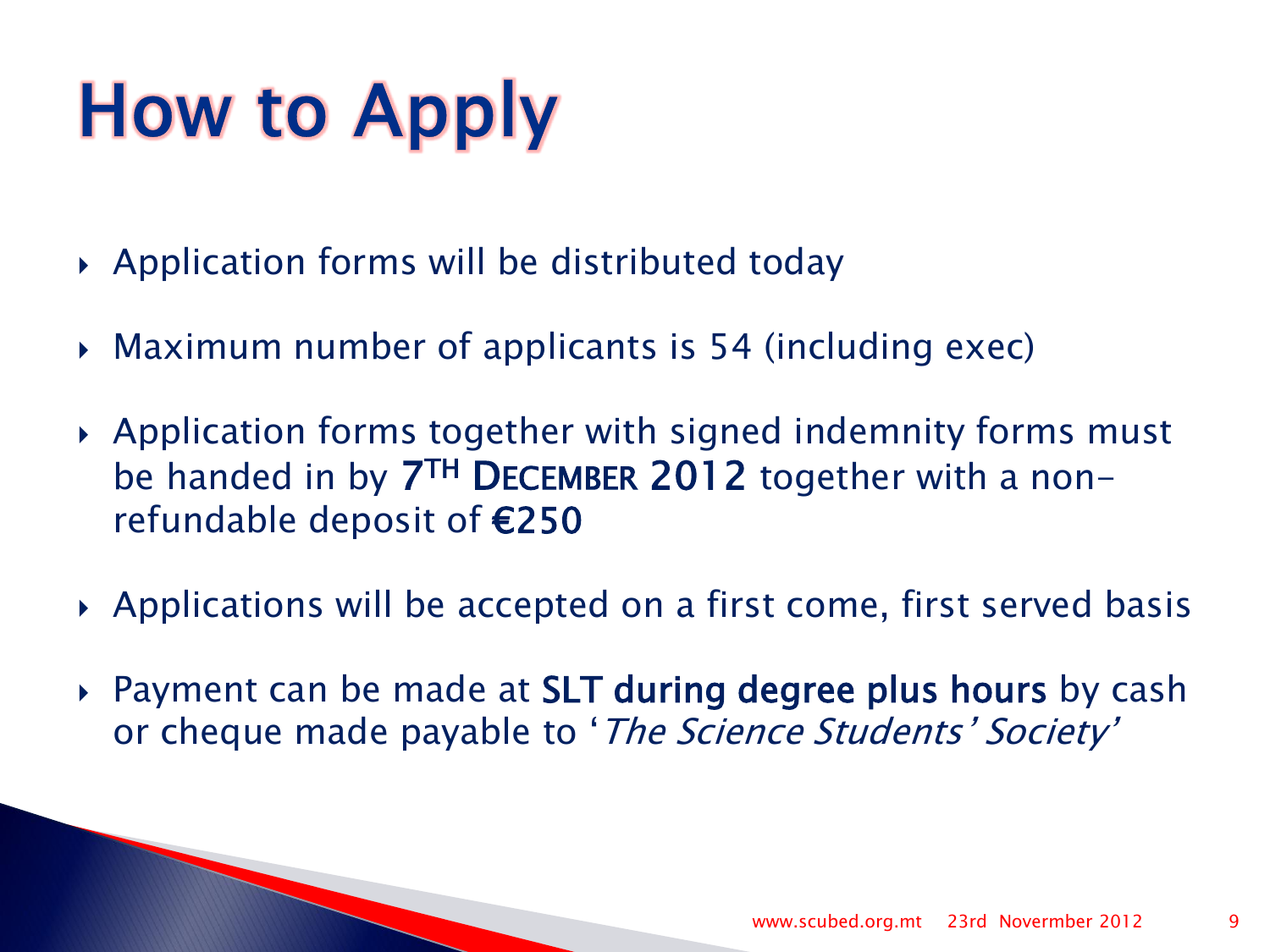# How to Apply

- Application forms will be distributed today
- Maximum number of applicants is 54 (including exec)
- Application forms together with signed indemnity forms must be handed in by **7TH DECEMBER 2012** together with a non-refundable deposit of **€250**
- Applications will be accepted on a first come, first served basis
- Payment can be made at **SLT during degree plus hours** by cash or cheque made payable to '*The Science Students' Society*'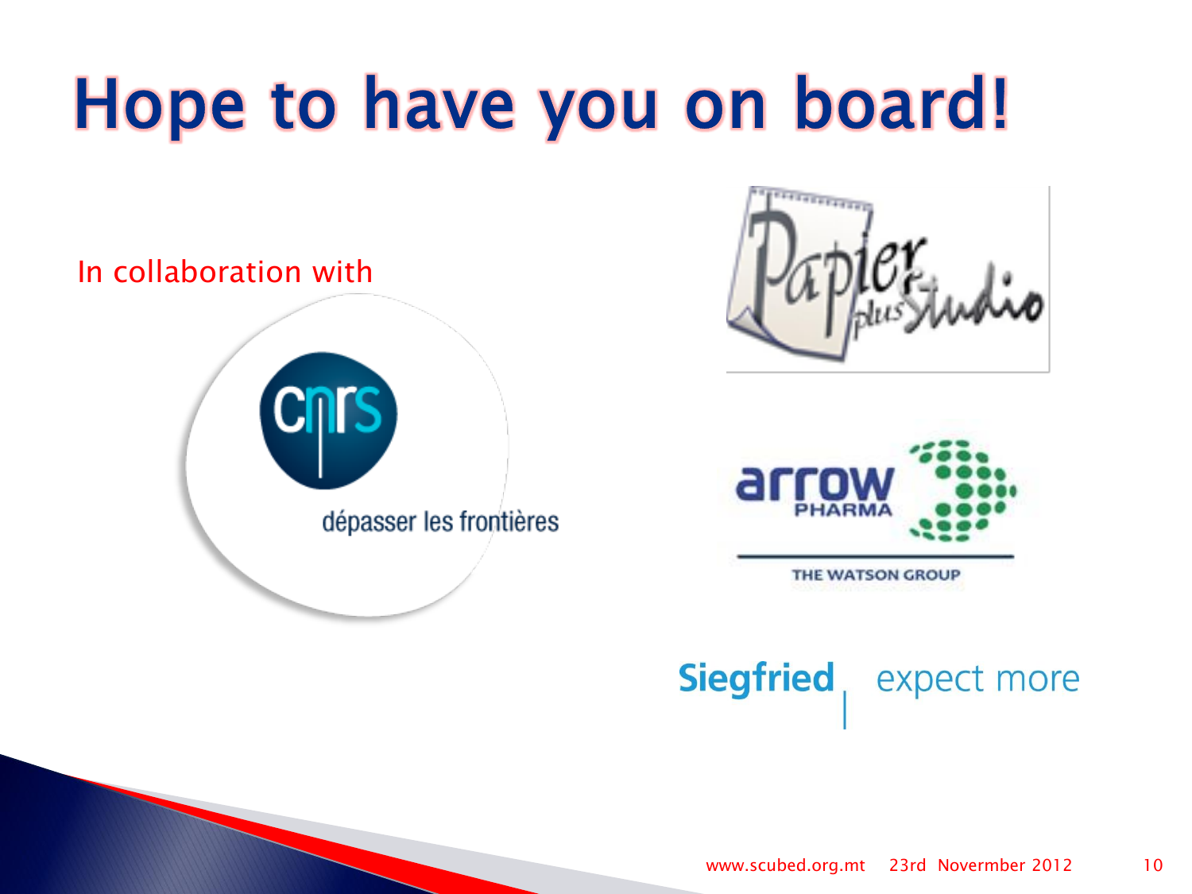# Hope to have you on board!

In collaboration with

cnrs

dépasser les frontières

Papier plus Studio

arrow PHARMA

THE WATSON GROUP

Siegfried | expect more

www.scubed.org.mt 23rd Novermber 2012